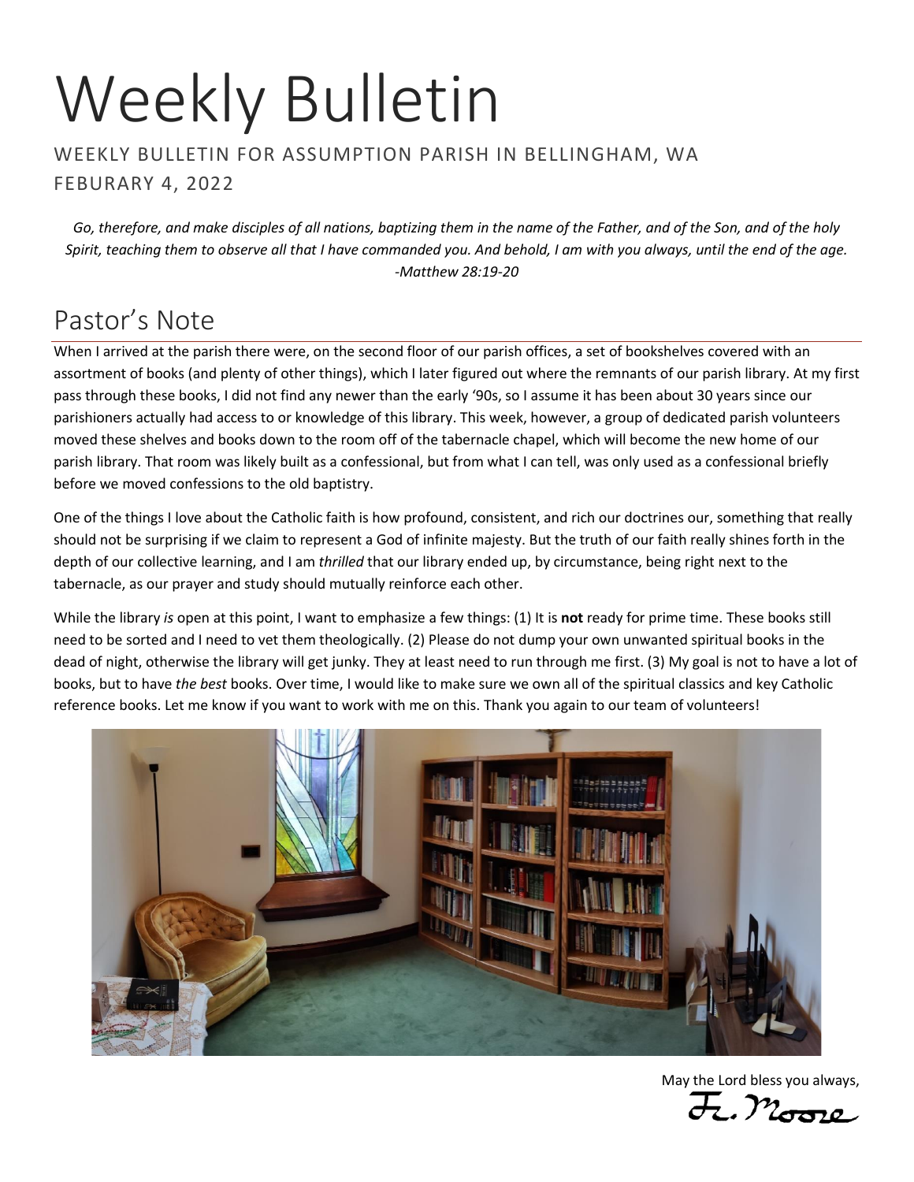# Weekly Bulletin

WEEKLY BULLETIN FOR ASSUMPTION PARISH IN BELLINGHAM, WA

FEBURARY 4, 2022

*Go, therefore, and make disciples of all nations, baptizing them in the name of the Father, and of the Son, and of the holy Spirit, teaching them to observe all that I have commanded you. And behold, I am with you always, until the end of the age. -Matthew 28:19-20*

## Pastor's Note

When I arrived at the parish there were, on the second floor of our parish offices, a set of bookshelves covered with an assortment of books (and plenty of other things), which I later figured out where the remnants of our parish library. At my first pass through these books, I did not find any newer than the early '90s, so I assume it has been about 30 years since our parishioners actually had access to or knowledge of this library. This week, however, a group of dedicated parish volunteers moved these shelves and books down to the room off of the tabernacle chapel, which will become the new home of our parish library. That room was likely built as a confessional, but from what I can tell, was only used as a confessional briefly before we moved confessions to the old baptistry.

One of the things I love about the Catholic faith is how profound, consistent, and rich our doctrines our, something that really should not be surprising if we claim to represent a God of infinite majesty. But the truth of our faith really shines forth in the depth of our collective learning, and I am *thrilled* that our library ended up, by circumstance, being right next to the tabernacle, as our prayer and study should mutually reinforce each other.

While the library *is* open at this point, I want to emphasize a few things: (1) It is **not** ready for prime time. These books still need to be sorted and I need to vet them theologically. (2) Please do not dump your own unwanted spiritual books in the dead of night, otherwise the library will get junky. They at least need to run through me first. (3) My goal is not to have a lot of books, but to have *the best* books. Over time, I would like to make sure we own all of the spiritual classics and key Catholic reference books. Let me know if you want to work with me on this. Thank you again to our team of volunteers!

May the Lord bless you always,

Fr. Moore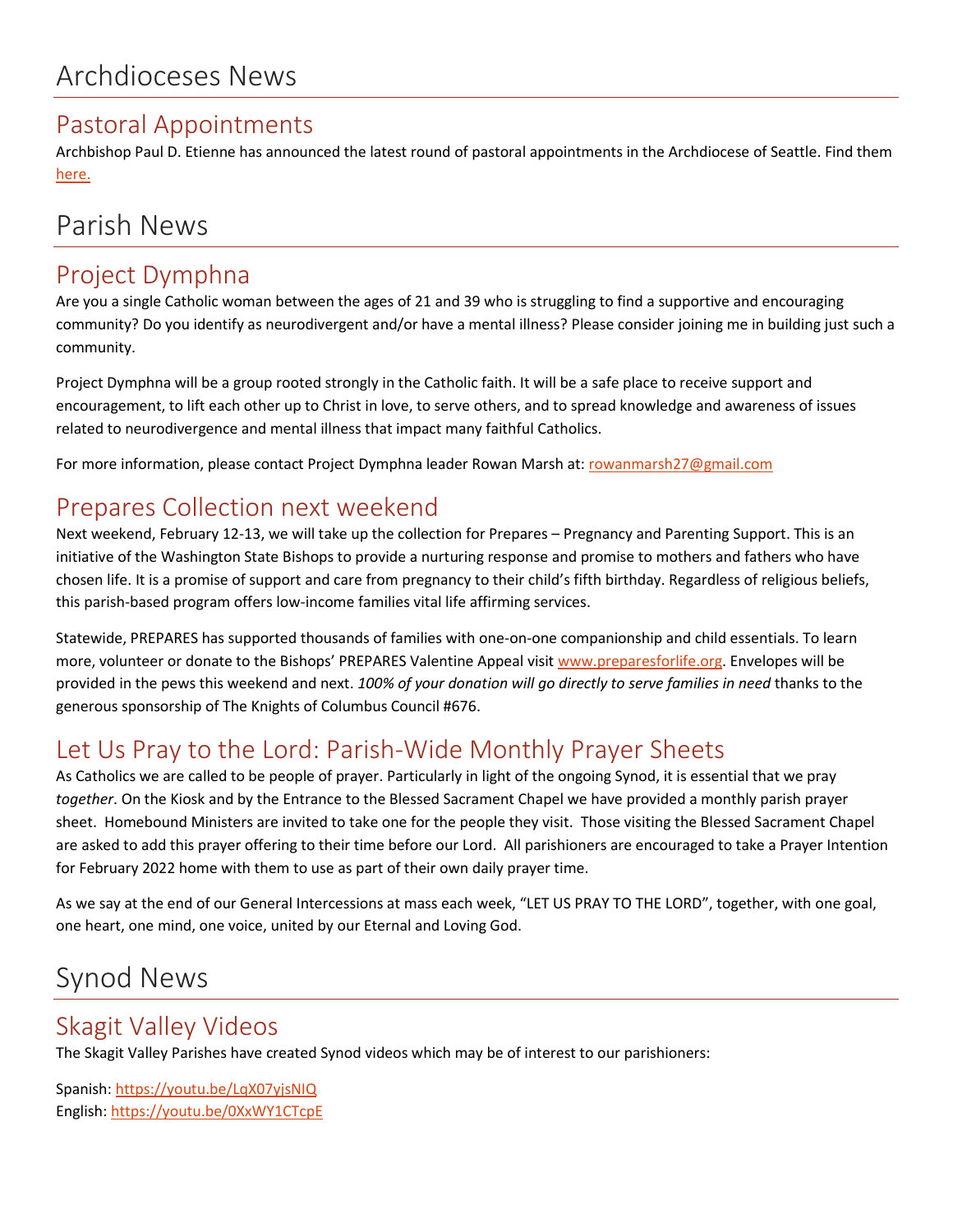# Archdioceses News

## Pastoral Appointments

Archbishop Paul D. Etienne has announced the latest round of pastoral appointments in the Archdiocese of Seattle. Find them here.

# Parish News

## Project Dymphna

Are you a single Catholic woman between the ages of 21 and 39 who is struggling to find a supportive and encouraging community? Do you identify as neurodivergent and/or have a mental illness? Please consider joining me in building just such a community.

Project Dymphna will be a group rooted strongly in the Catholic faith. It will be a safe place to receive support and encouragement, to lift each other up to Christ in love, to serve others, and to spread knowledge and awareness of issues related to neurodivergence and mental illness that impact many faithful Catholics.

For more information, please contact Project Dymphna leader Rowan Marsh at: rowanmarsh27@gmail.com

## Prepares Collection next weekend

Next weekend, February 12-13, we will take up the collection for Prepares – Pregnancy and Parenting Support. This is an initiative of the Washington State Bishops to provide a nurturing response and promise to mothers and fathers who have chosen life. It is a promise of support and care from pregnancy to their child's fifth birthday. Regardless of religious beliefs, this parish-based program offers low-income families vital life affirming services.

Statewide, PREPARES has supported thousands of families with one-on-one companionship and child essentials. To learn more, volunteer or donate to the Bishops' PREPARES Valentine Appeal visit www.preparesforlife.org. Envelopes will be provided in the pews this weekend and next. *100% of your donation will go directly to serve families in need* thanks to the generous sponsorship of The Knights of Columbus Council #676.

## Let Us Pray to the Lord: Parish-Wide Monthly Prayer Sheets

As Catholics we are called to be people of prayer. Particularly in light of the ongoing Synod, it is essential that we pray *together*. On the Kiosk and by the Entrance to the Blessed Sacrament Chapel we have provided a monthly parish prayer sheet. Homebound Ministers are invited to take one for the people they visit. Those visiting the Blessed Sacrament Chapel are asked to add this prayer offering to their time before our Lord. All parishioners are encouraged to take a Prayer Intention for February 2022 home with them to use as part of their own daily prayer time.

As we say at the end of our General Intercessions at mass each week, "LET US PRAY TO THE LORD", together, with one goal, one heart, one mind, one voice, united by our Eternal and Loving God.

# Synod News

## Skagit Valley Videos

The Skagit Valley Parishes have created Synod videos which may be of interest to our parishioners:

Spanish: https://youtu.be/LqX07yjsNIQ
English: https://youtu.be/0XxWY1CTcpE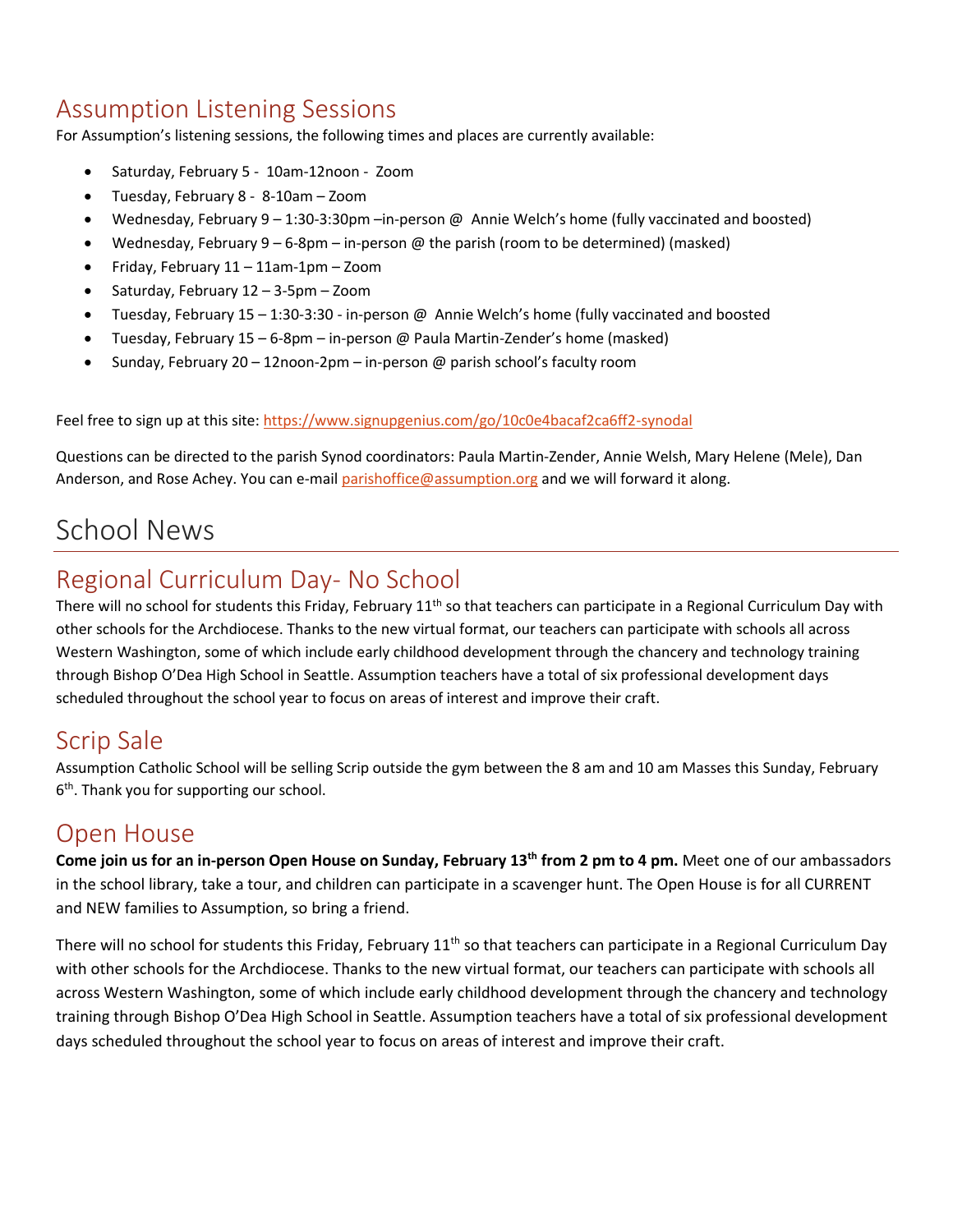## Assumption Listening Sessions

For Assumption's listening sessions, the following times and places are currently available:

- Saturday, February 5 - 10am-12noon - Zoom
- Tuesday, February 8 - 8-10am – Zoom
- Wednesday, February 9 – 1:30-3:30pm –in-person @ Annie Welch's home (fully vaccinated and boosted)
- Wednesday, February 9 – 6-8pm – in-person @ the parish (room to be determined) (masked)
- Friday, February 11 – 11am-1pm – Zoom
- Saturday, February 12 – 3-5pm – Zoom
- Tuesday, February 15 – 1:30-3:30 - in-person @ Annie Welch's home (fully vaccinated and boosted
- Tuesday, February 15 – 6-8pm – in-person @ Paula Martin-Zender's home (masked)
- Sunday, February 20 – 12noon-2pm – in-person @ parish school's faculty room

Feel free to sign up at this site: https://www.signupgenius.com/go/10c0e4bacaf2ca6ff2-synodal

Questions can be directed to the parish Synod coordinators: Paula Martin-Zender, Annie Welsh, Mary Helene (Mele), Dan Anderson, and Rose Achey. You can e-mail parishoffice@assumption.org and we will forward it along.

# School News

## Regional Curriculum Day- No School

There will no school for students this Friday, February 11th so that teachers can participate in a Regional Curriculum Day with other schools for the Archdiocese. Thanks to the new virtual format, our teachers can participate with schools all across Western Washington, some of which include early childhood development through the chancery and technology training through Bishop O'Dea High School in Seattle. Assumption teachers have a total of six professional development days scheduled throughout the school year to focus on areas of interest and improve their craft.

## Scrip Sale

Assumption Catholic School will be selling Scrip outside the gym between the 8 am and 10 am Masses this Sunday, February 6th. Thank you for supporting our school.

## Open House

**Come join us for an in-person Open House on Sunday, February 13th from 2 pm to 4 pm.** Meet one of our ambassadors in the school library, take a tour, and children can participate in a scavenger hunt. The Open House is for all CURRENT and NEW families to Assumption, so bring a friend.

There will no school for students this Friday, February 11th so that teachers can participate in a Regional Curriculum Day with other schools for the Archdiocese. Thanks to the new virtual format, our teachers can participate with schools all across Western Washington, some of which include early childhood development through the chancery and technology training through Bishop O'Dea High School in Seattle. Assumption teachers have a total of six professional development days scheduled throughout the school year to focus on areas of interest and improve their craft.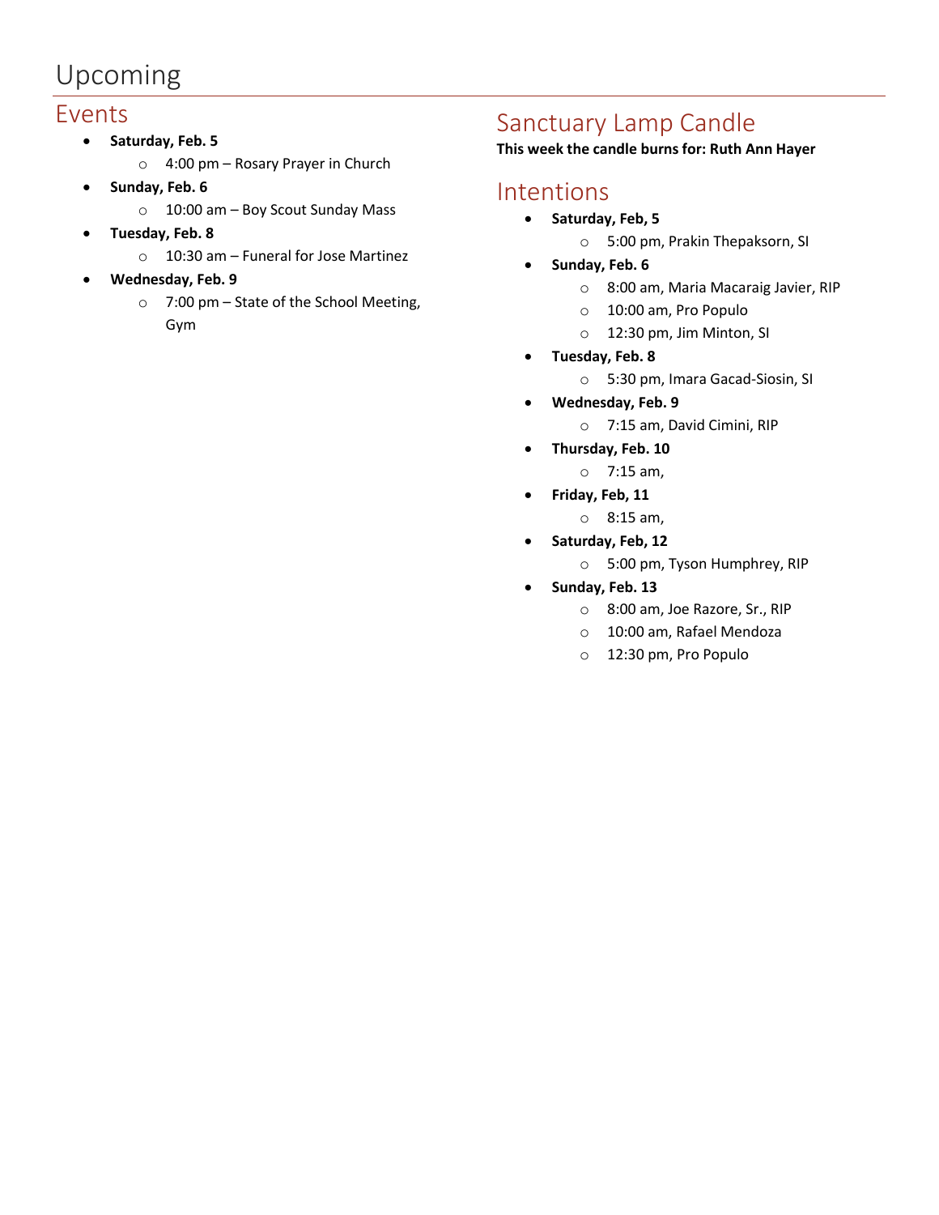# Upcoming

## Events

- **Saturday, Feb. 5**
  - 4:00 pm – Rosary Prayer in Church
- **Sunday, Feb. 6**
  - 10:00 am – Boy Scout Sunday Mass
- **Tuesday, Feb. 8**
  - 10:30 am – Funeral for Jose Martinez
- **Wednesday, Feb. 9**
  - 7:00 pm – State of the School Meeting, Gym

## Sanctuary Lamp Candle

**This week the candle burns for: Ruth Ann Hayer**

## Intentions

- **Saturday, Feb, 5**
  - 5:00 pm, Prakin Thepaksorn, SI
- **Sunday, Feb. 6**
  - 8:00 am, Maria Macaraig Javier, RIP
  - 10:00 am, Pro Populo
  - 12:30 pm, Jim Minton, SI
- **Tuesday, Feb. 8**
  - 5:30 pm, Imara Gacad-Siosin, SI
- **Wednesday, Feb. 9**
  - 7:15 am, David Cimini, RIP
- **Thursday, Feb. 10**
  - 7:15 am,
- **Friday, Feb, 11**
  - 8:15 am,
- **Saturday, Feb, 12**
  - 5:00 pm, Tyson Humphrey, RIP
- **Sunday, Feb. 13**
  - 8:00 am, Joe Razore, Sr., RIP
  - 10:00 am, Rafael Mendoza
  - 12:30 pm, Pro Populo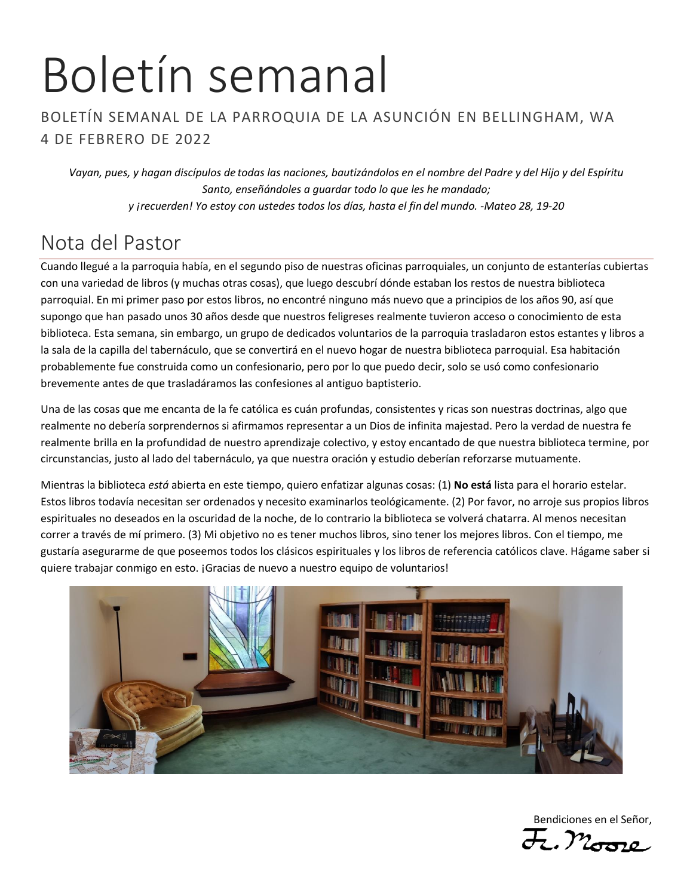# Boletín semanal

BOLETÍN SEMANAL DE LA PARROQUIA DE LA ASUNCIÓN EN BELLINGHAM, WA
4 DE FEBRERO DE 2022

*Vayan, pues, y hagan discípulos de todas las naciones, bautizándolos en el nombre del Padre y del Hijo y del Espíritu Santo, enseñándoles a guardar todo lo que les he mandado;*
*y ¡recuerden! Yo estoy con ustedes todos los días, hasta el fin del mundo. -Mateo 28, 19-20*

## Nota del Pastor

Cuando llegué a la parroquia había, en el segundo piso de nuestras oficinas parroquiales, un conjunto de estanterías cubiertas con una variedad de libros (y muchas otras cosas), que luego descubrí dónde estaban los restos de nuestra biblioteca parroquial. En mi primer paso por estos libros, no encontré ninguno más nuevo que a principios de los años 90, así que supongo que han pasado unos 30 años desde que nuestros feligreses realmente tuvieron acceso o conocimiento de esta biblioteca. Esta semana, sin embargo, un grupo de dedicados voluntarios de la parroquia trasladaron estos estantes y libros a la sala de la capilla del tabernáculo, que se convertirá en el nuevo hogar de nuestra biblioteca parroquial. Esa habitación probablemente fue construida como un confesionario, pero por lo que puedo decir, solo se usó como confesionario brevemente antes de que trasladáramos las confesiones al antiguo baptisterio.

Una de las cosas que me encanta de la fe católica es cuán profundas, consistentes y ricas son nuestras doctrinas, algo que realmente no debería sorprendernos si afirmamos representar a un Dios de infinita majestad. Pero la verdad de nuestra fe realmente brilla en la profundidad de nuestro aprendizaje colectivo, y estoy encantado de que nuestra biblioteca termine, por circunstancias, justo al lado del tabernáculo, ya que nuestra oración y estudio deberían reforzarse mutuamente.

Mientras la biblioteca *está* abierta en este tiempo, quiero enfatizar algunas cosas: (1) **No está** lista para el horario estelar. Estos libros todavía necesitan ser ordenados y necesito examinarlos teológicamente. (2) Por favor, no arroje sus propios libros espirituales no deseados en la oscuridad de la noche, de lo contrario la biblioteca se volverá chatarra. Al menos necesitan correr a través de mí primero. (3) Mi objetivo no es tener muchos libros, sino tener los mejores libros. Con el tiempo, me gustaría asegurarme de que poseemos todos los clásicos espirituales y los libros de referencia católicos clave. Hágame saber si quiere trabajar conmigo en esto. ¡Gracias de nuevo a nuestro equipo de voluntarios!

Bendiciones en el Señor,
Fr. Moore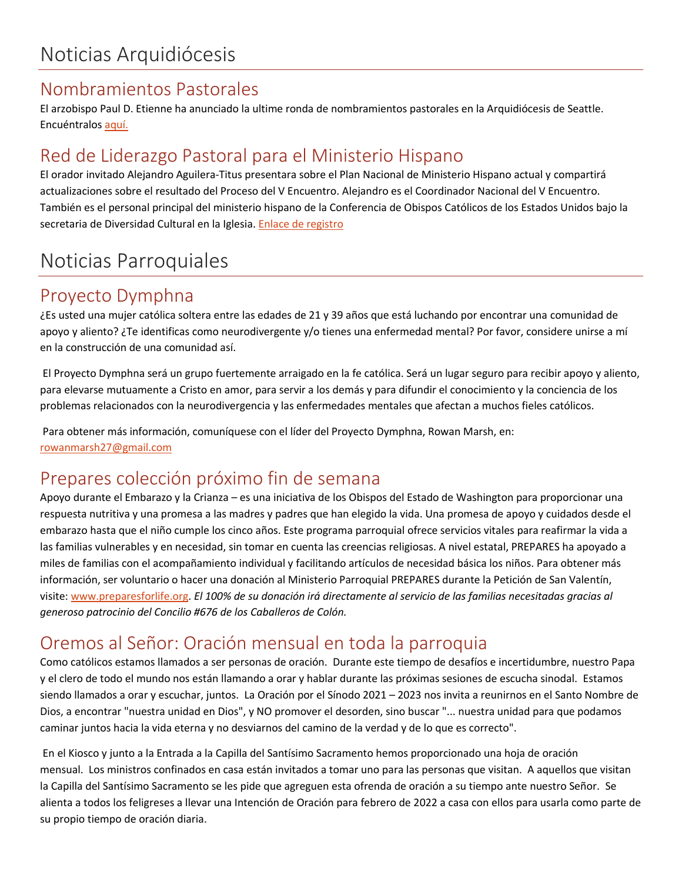# Noticias Arquidiócesis

## Nombramientos Pastorales

El arzobispo Paul D. Etienne ha anunciado la ultime ronda de nombramientos pastorales en la Arquidiócesis de Seattle. Encuéntralos aquí.

## Red de Liderazgo Pastoral para el Ministerio Hispano

El orador invitado Alejandro Aguilera-Titus presentara sobre el Plan Nacional de Ministerio Hispano actual y compartirá actualizaciones sobre el resultado del Proceso del V Encuentro. Alejandro es el Coordinador Nacional del V Encuentro. También es el personal principal del ministerio hispano de la Conferencia de Obispos Católicos de los Estados Unidos bajo la secretaria de Diversidad Cultural en la Iglesia. Enlace de registro

# Noticias Parroquiales

## Proyecto Dymphna

¿Es usted una mujer católica soltera entre las edades de 21 y 39 años que está luchando por encontrar una comunidad de apoyo y aliento? ¿Te identificas como neurodivergente y/o tienes una enfermedad mental? Por favor, considere unirse a mí en la construcción de una comunidad así.

El Proyecto Dymphna será un grupo fuertemente arraigado en la fe católica. Será un lugar seguro para recibir apoyo y aliento, para elevarse mutuamente a Cristo en amor, para servir a los demás y para difundir el conocimiento y la conciencia de los problemas relacionados con la neurodivergencia y las enfermedades mentales que afectan a muchos fieles católicos.

Para obtener más información, comuníquese con el líder del Proyecto Dymphna, Rowan Marsh, en: rowanmarsh27@gmail.com

## Prepares colección próximo fin de semana

Apoyo durante el Embarazo y la Crianza – es una iniciativa de los Obispos del Estado de Washington para proporcionar una respuesta nutritiva y una promesa a las madres y padres que han elegido la vida. Una promesa de apoyo y cuidados desde el embarazo hasta que el niño cumple los cinco años. Este programa parroquial ofrece servicios vitales para reafirmar la vida a las familias vulnerables y en necesidad, sin tomar en cuenta las creencias religiosas. A nivel estatal, PREPARES ha apoyado a miles de familias con el acompañamiento individual y facilitando artículos de necesidad básica los niños. Para obtener más información, ser voluntario o hacer una donación al Ministerio Parroquial PREPARES durante la Petición de San Valentín, visite: www.preparesforlife.org. *El 100% de su donación irá directamente al servicio de las familias necesitadas gracias al generoso patrocinio del Concilio #676 de los Caballeros de Colón.*

## Oremos al Señor: Oración mensual en toda la parroquia

Como católicos estamos llamados a ser personas de oración. Durante este tiempo de desafíos e incertidumbre, nuestro Papa y el clero de todo el mundo nos están llamando a orar y hablar durante las próximas sesiones de escucha sinodal. Estamos siendo llamados a orar y escuchar, juntos. La Oración por el Sínodo 2021 – 2023 nos invita a reunirnos en el Santo Nombre de Dios, a encontrar "nuestra unidad en Dios", y NO promover el desorden, sino buscar "... nuestra unidad para que podamos caminar juntos hacia la vida eterna y no desviarnos del camino de la verdad y de lo que es correcto".

En el Kiosco y junto a la Entrada a la Capilla del Santísimo Sacramento hemos proporcionado una hoja de oración mensual. Los ministros confinados en casa están invitados a tomar uno para las personas que visitan. A aquellos que visitan la Capilla del Santísimo Sacramento se les pide que agreguen esta ofrenda de oración a su tiempo ante nuestro Señor. Se alienta a todos los feligreses a llevar una Intención de Oración para febrero de 2022 a casa con ellos para usarla como parte de su propio tiempo de oración diaria.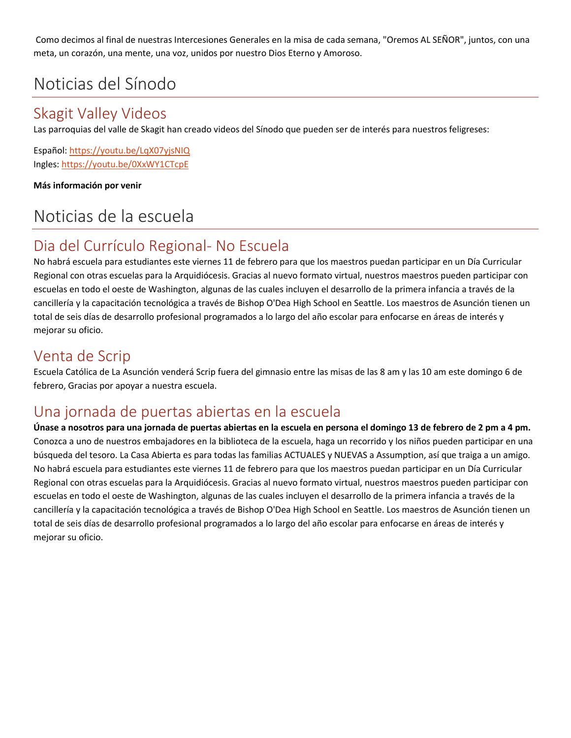Como decimos al final de nuestras Intercesiones Generales en la misa de cada semana, "Oremos AL SEÑOR", juntos, con una meta, un corazón, una mente, una voz, unidos por nuestro Dios Eterno y Amoroso.

# Noticias del Sínodo

## Skagit Valley Videos

Las parroquias del valle de Skagit han creado videos del Sínodo que pueden ser de interés para nuestros feligreses:

Español: https://youtu.be/LqX07yjsNIQ
Ingles: https://youtu.be/0XxWY1CTcpE

**Más información por venir**

# Noticias de la escuela

## Dia del Currículo Regional- No Escuela

No habrá escuela para estudiantes este viernes 11 de febrero para que los maestros puedan participar en un Día Curricular Regional con otras escuelas para la Arquidiócesis. Gracias al nuevo formato virtual, nuestros maestros pueden participar con escuelas en todo el oeste de Washington, algunas de las cuales incluyen el desarrollo de la primera infancia a través de la cancillería y la capacitación tecnológica a través de Bishop O'Dea High School en Seattle. Los maestros de Asunción tienen un total de seis días de desarrollo profesional programados a lo largo del año escolar para enfocarse en áreas de interés y mejorar su oficio.

## Venta de Scrip

Escuela Católica de La Asunción venderá Scrip fuera del gimnasio entre las misas de las 8 am y las 10 am este domingo 6 de febrero, Gracias por apoyar a nuestra escuela.

## Una jornada de puertas abiertas en la escuela

**Únase a nosotros para una jornada de puertas abiertas en la escuela en persona el domingo 13 de febrero de 2 pm a 4 pm.** Conozca a uno de nuestros embajadores en la biblioteca de la escuela, haga un recorrido y los niños pueden participar en una búsqueda del tesoro. La Casa Abierta es para todas las familias ACTUALES y NUEVAS a Assumption, así que traiga a un amigo. No habrá escuela para estudiantes este viernes 11 de febrero para que los maestros puedan participar en un Día Curricular Regional con otras escuelas para la Arquidiócesis. Gracias al nuevo formato virtual, nuestros maestros pueden participar con escuelas en todo el oeste de Washington, algunas de las cuales incluyen el desarrollo de la primera infancia a través de la cancillería y la capacitación tecnológica a través de Bishop O'Dea High School en Seattle. Los maestros de Asunción tienen un total de seis días de desarrollo profesional programados a lo largo del año escolar para enfocarse en áreas de interés y mejorar su oficio.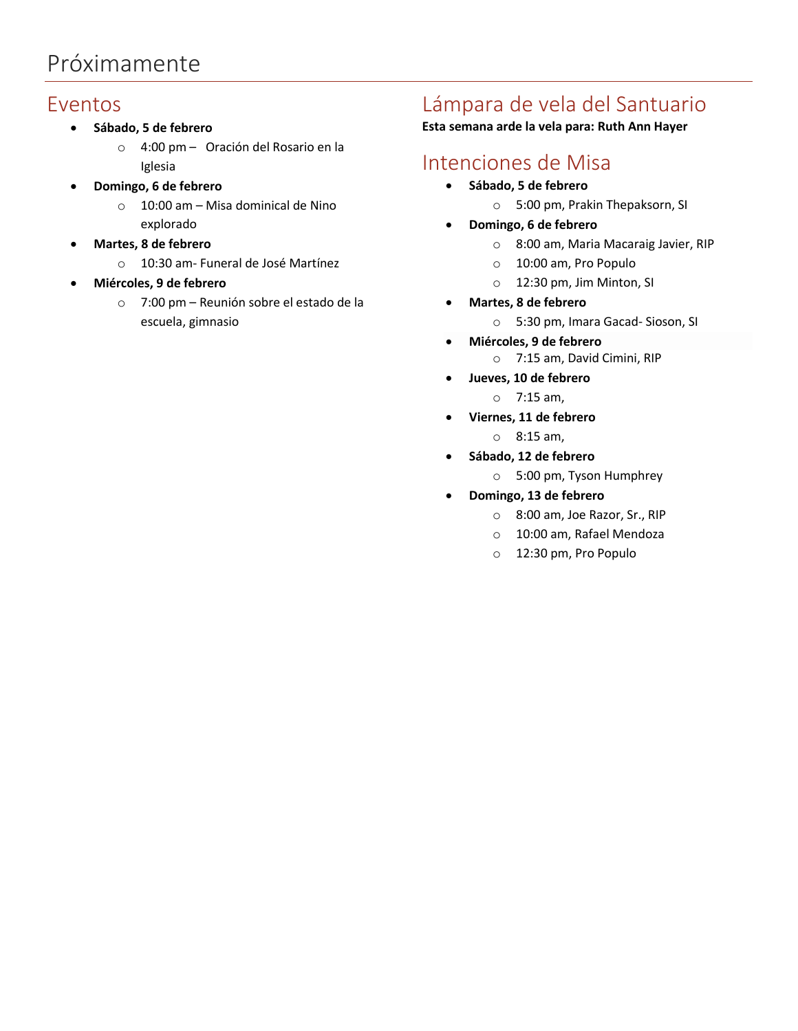# Próximamente

## Eventos

- **Sábado, 5 de febrero**
  - 4:00 pm – Oración del Rosario en la Iglesia
- **Domingo, 6 de febrero**
  - 10:00 am – Misa dominical de Nino explorado
- **Martes, 8 de febrero**
  - 10:30 am- Funeral de José Martínez
- **Miércoles, 9 de febrero**
  - 7:00 pm – Reunión sobre el estado de la escuela, gimnasio

## Lámpara de vela del Santuario

**Esta semana arde la vela para: Ruth Ann Hayer**

## Intenciones de Misa

- **Sábado, 5 de febrero**
  - 5:00 pm, Prakin Thepaksorn, SI
- **Domingo, 6 de febrero**
  - 8:00 am, Maria Macaraig Javier, RIP
  - 10:00 am, Pro Populo
  - 12:30 pm, Jim Minton, SI
- **Martes, 8 de febrero**
  - 5:30 pm, Imara Gacad- Sioson, SI
- **Miércoles, 9 de febrero**
  - 7:15 am, David Cimini, RIP
- **Jueves, 10 de febrero**
  - 7:15 am,
- **Viernes, 11 de febrero**
  - 8:15 am,
- **Sábado, 12 de febrero**
  - 5:00 pm, Tyson Humphrey
- **Domingo, 13 de febrero**
  - 8:00 am, Joe Razor, Sr., RIP
  - 10:00 am, Rafael Mendoza
  - 12:30 pm, Pro Populo